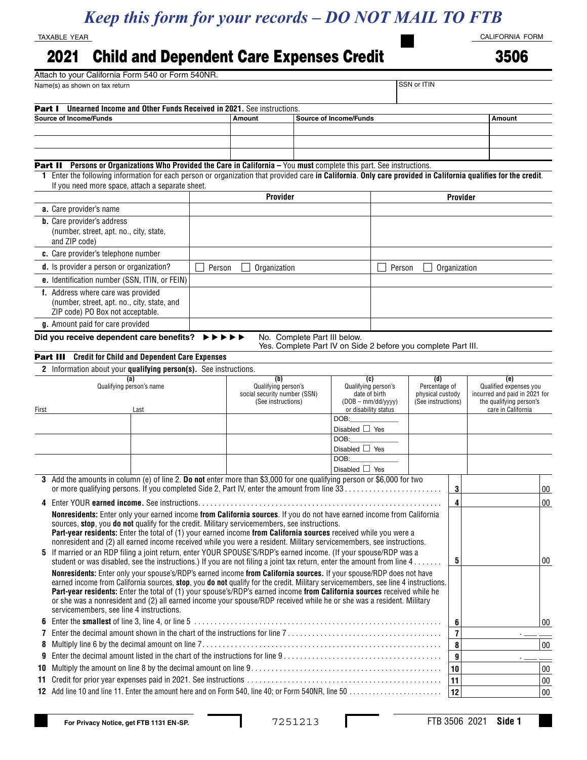*Keep this form for your records – DO NOT MAIL TO FTB*

TAXABLE YEAR

CALIFORNIA FORM

# 2021 Child and Dependent Care Expenses Credit 3506

Attach to your California Form 540 or Form 540NR.

| Name(s) as shown on tax return | SSN or ITIN |
|---|---|
| | |

**Part I Unearned Income and Other Funds Received in 2021.** See instructions.

| Source of Income/Funds | Amount | Source of Income/Funds | Amount |
|---|---|---|---|
| | | | |
| | | | |

**Part II Persons or Organizations Who Provided the Care in California –** You **must** complete this part. See instructions.

**1** Enter the following information for each person or organization that provided care **in California**. **Only care provided in California qualifies for the credit**. If you need more space, attach a separate sheet.

| | Provider | Provider |
|---|---|---|
| **a.** Care provider's name | | |
| **b.** Care provider's address (number, street, apt. no., city, state, and ZIP code) | | |
| **c.** Care provider's telephone number | | |
| **d.** Is provider a person or organization? | ☐ Person ☐ Organization | ☐ Person ☐ Organization |
| **e.** Identification number (SSN, ITIN, or FEIN) | | |
| **f.** Address where care was provided (number, street, apt. no., city, state, and ZIP code) PO Box not acceptable. | | |
| **g.** Amount paid for care provided | | |

**Did you receive dependent care benefits?** ►►►►► No. Complete Part III below.
Yes. Complete Part IV on Side 2 before you complete Part III.

**Part III Credit for Child and Dependent Care Expenses**

**2** Information about your **qualifying person(s).** See instructions.

| (a) Qualifying person's name | | (b) Qualifying person's social security number (SSN) (See instructions) | (c) Qualifying person's date of birth (DOB – mm/dd/yyyy) or disability status | (d) Percentage of physical custody (See instructions) | (e) Qualified expenses you incurred and paid in 2021 for the qualifying person's care in California |
|---|---|---|---|---|---|
| First | Last | | | | |
| | | | DOB:\_\_\_\_\_\_ Disabled ☐ Yes | | |
| | | | DOB:\_\_\_\_\_\_ Disabled ☐ Yes | | |
| | | | DOB:\_\_\_\_\_\_ Disabled ☐ Yes | | |

| | | Line | Amount |
|---|---|---|---|
| **3** | Add the amounts in column (e) of line 2. **Do not** enter more than $3,000 for one qualifying person or $6,000 for two or more qualifying persons. If you completed Side 2, Part IV, enter the amount from line 33 | 3 | 00 |
| **4** | Enter YOUR **earned income.** See instructions | 4 | 00 |
| | **Nonresidents:** Enter only your earned income **from California sources**. If you do not have earned income from California sources, **stop**, you **do not** qualify for the credit. Military servicemembers, see instructions. **Part-year residents:** Enter the total of (1) your earned income **from California sources** received while you were a nonresident and (2) all earned income received while you were a resident. Military servicemembers, see instructions. | | |
| **5** | If married or an RDP filing a joint return, enter YOUR SPOUSE'S/RDP'S earned income. (If your spouse/RDP was a student or was disabled, see the instructions.) If you are not filing a joint tax return, enter the amount from line 4 | 5 | 00 |
| | **Nonresidents:** Enter only your spouse's/RDP's earned income **from California sources.** If your spouse/RDP does not have earned income from California sources, **stop**, you **do not** qualify for the credit. Military servicemembers, see line 4 instructions. **Part-year residents:** Enter the total of (1) your spouse's/RDP's earned income **from California sources** received while he or she was a nonresident and (2) all earned income your spouse/RDP received while he or she was a resident. Military servicemembers, see line 4 instructions. | | |
| **6** | Enter the **smallest** of line 3, line 4, or line 5 | 6 | 00 |
| **7** | Enter the decimal amount shown in the chart of the instructions for line 7 | 7 | . \_\_ \_\_ |
| **8** | Multiply line 6 by the decimal amount on line 7 | 8 | 00 |
| **9** | Enter the decimal amount listed in the chart of the instructions for line 9 | 9 | . \_\_ \_\_ |
| **10** | Multiply the amount on line 8 by the decimal amount on line 9 | 10 | 00 |
| **11** | Credit for prior year expenses paid in 2021. See instructions | 11 | 00 |
| **12** | Add line 10 and line 11. Enter the amount here and on Form 540, line 40; or Form 540NR, line 50 | 12 | 00 |

For Privacy Notice, get FTB 1131 EN-SP.

7251213

FTB 3506 2021 Side 1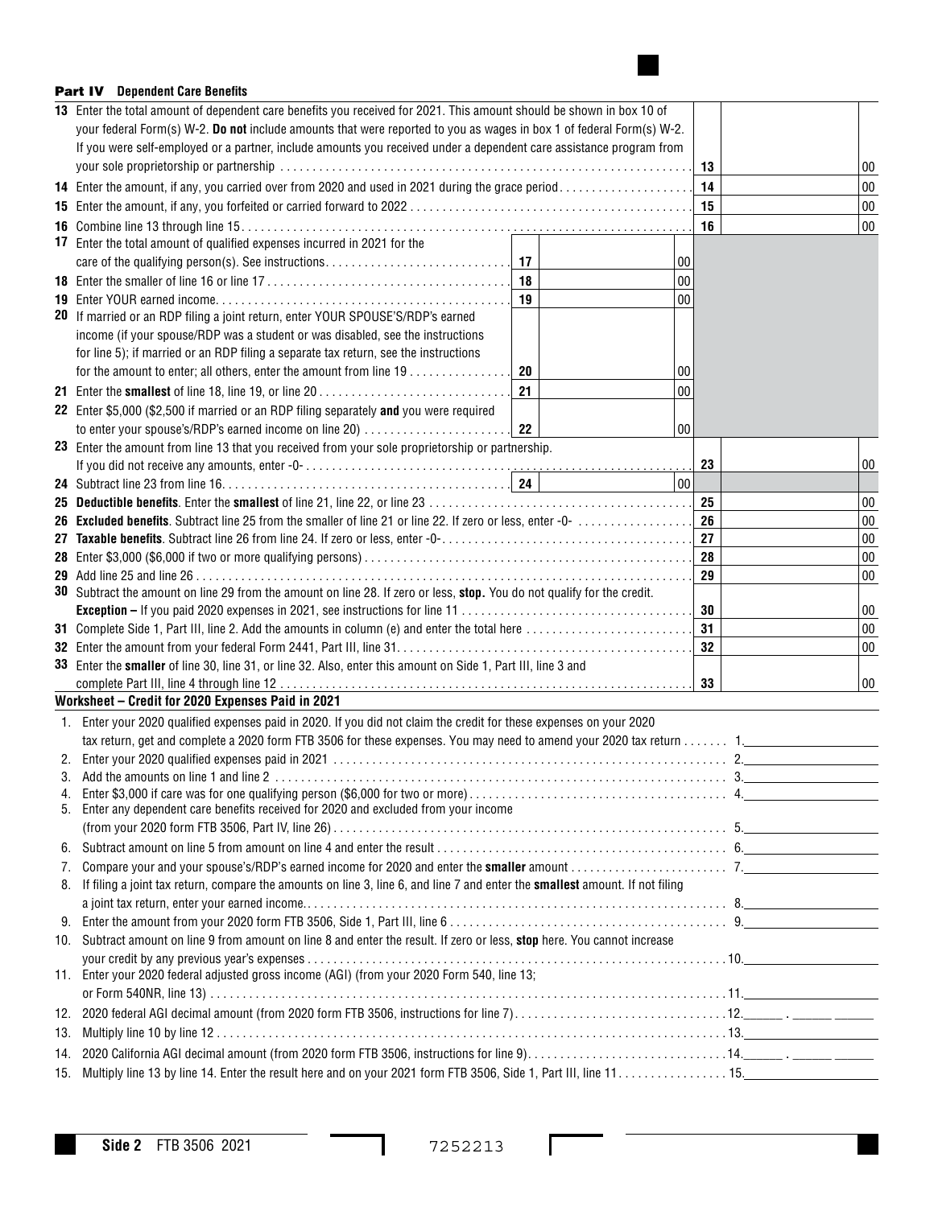## Part IV Dependent Care Benefits

| | | | | | |
|---|---|---|---|---|---|
| **13** Enter the total amount of dependent care benefits you received for 2021. This amount should be shown in box 10 of your federal Form(s) W-2. **Do not** include amounts that were reported to you as wages in box 1 of federal Form(s) W-2. If you were self-employed or a partner, include amounts you received under a dependent care assistance program from your sole proprietorship or partnership | | | 13 | | 00 |
| **14** Enter the amount, if any, you carried over from 2020 and used in 2021 during the grace period | | | 14 | | 00 |
| **15** Enter the amount, if any, you forfeited or carried forward to 2022 | | | 15 | | 00 |
| **16** Combine line 13 through line 15 | | | 16 | | 00 |
| **17** Enter the total amount of qualified expenses incurred in 2021 for the care of the qualifying person(s). See instructions | 17 | 00 | | | |
| **18** Enter the smaller of line 16 or line 17 | 18 | 00 | | | |
| **19** Enter YOUR earned income | 19 | 00 | | | |
| **20** If married or an RDP filing a joint return, enter YOUR SPOUSE'S/RDP's earned income (if your spouse/RDP was a student or was disabled, see the instructions for line 5); if married or an RDP filing a separate tax return, see the instructions for the amount to enter; all others, enter the amount from line 19 | 20 | 00 | | | |
| **21** Enter the **smallest** of line 18, line 19, or line 20 | 21 | 00 | | | |
| **22** Enter $5,000 ($2,500 if married or an RDP filing separately **and** you were required to enter your spouse's/RDP's earned income on line 20) | 22 | 00 | | | |
| **23** Enter the amount from line 13 that you received from your sole proprietorship or partnership. If you did not receive any amounts, enter -0- | | | 23 | | 00 |
| **24** Subtract line 23 from line 16 | 24 | 00 | | | |
| **25** **Deductible benefits**. Enter the **smallest** of line 21, line 22, or line 23 | | | 25 | | 00 |
| **26** **Excluded benefits**. Subtract line 25 from the smaller of line 21 or line 22. If zero or less, enter -0- | | | 26 | | 00 |
| **27** **Taxable benefits**. Subtract line 26 from line 24. If zero or less, enter -0- | | | 27 | | 00 |
| **28** Enter $3,000 ($6,000 if two or more qualifying persons) | | | 28 | | 00 |
| **29** Add line 25 and line 26 | | | 29 | | 00 |
| **30** Subtract the amount on line 29 from the amount on line 28. If zero or less, **stop.** You do not qualify for the credit. **Exception –** If you paid 2020 expenses in 2021, see instructions for line 11 | | | 30 | | 00 |
| **31** Complete Side 1, Part III, line 2. Add the amounts in column (e) and enter the total here | | | 31 | | 00 |
| **32** Enter the amount from your federal Form 2441, Part III, line 31 | | | 32 | | 00 |
| **33** Enter the **smaller** of line 30, line 31, or line 32. Also, enter this amount on Side 1, Part III, line 3 and complete Part III, line 4 through line 12 | | | 33 | | 00 |

### Worksheet – Credit for 2020 Expenses Paid in 2021

1. Enter your 2020 qualified expenses paid in 2020. If you did not claim the credit for these expenses on your 2020 tax return, get and complete a 2020 form FTB 3506 for these expenses. You may need to amend your 2020 tax return . . . . . . . 1.______
2. Enter your 2020 qualified expenses paid in 2021 . . . . . . . 2.______
3. Add the amounts on line 1 and line 2 . . . . . . . 3.______
4. Enter $3,000 if care was for one qualifying person ($6,000 for two or more) . . . . . . . 4.______
5. Enter any dependent care benefits received for 2020 and excluded from your income (from your 2020 form FTB 3506, Part IV, line 26) . . . . . . . 5.______
6. Subtract amount on line 5 from amount on line 4 and enter the result . . . . . . . 6.______
7. Compare your and your spouse's/RDP's earned income for 2020 and enter the **smaller** amount . . . . . . . 7.______
8. If filing a joint tax return, compare the amounts on line 3, line 6, and line 7 and enter the **smallest** amount. If not filing a joint tax return, enter your earned income . . . . . . . 8.______
9. Enter the amount from your 2020 form FTB 3506, Side 1, Part III, line 6 . . . . . . . 9.______
10. Subtract amount on line 9 from amount on line 8 and enter the result. If zero or less, **stop** here. You cannot increase your credit by any previous year's expenses . . . . . . . 10.______
11. Enter your 2020 federal adjusted gross income (AGI) (from your 2020 Form 540, line 13; or Form 540NR, line 13) . . . . . . . 11.______
12. 2020 federal AGI decimal amount (from 2020 form FTB 3506, instructions for line 7) . . . . . . . 12.______ . ______ ______
13. Multiply line 10 by line 12 . . . . . . . 13.______
14. 2020 California AGI decimal amount (from 2020 form FTB 3506, instructions for line 9) . . . . . . . 14.______ . ______ ______
15. Multiply line 13 by line 14. Enter the result here and on your 2021 form FTB 3506, Side 1, Part III, line 11 . . . . . . . 15.______